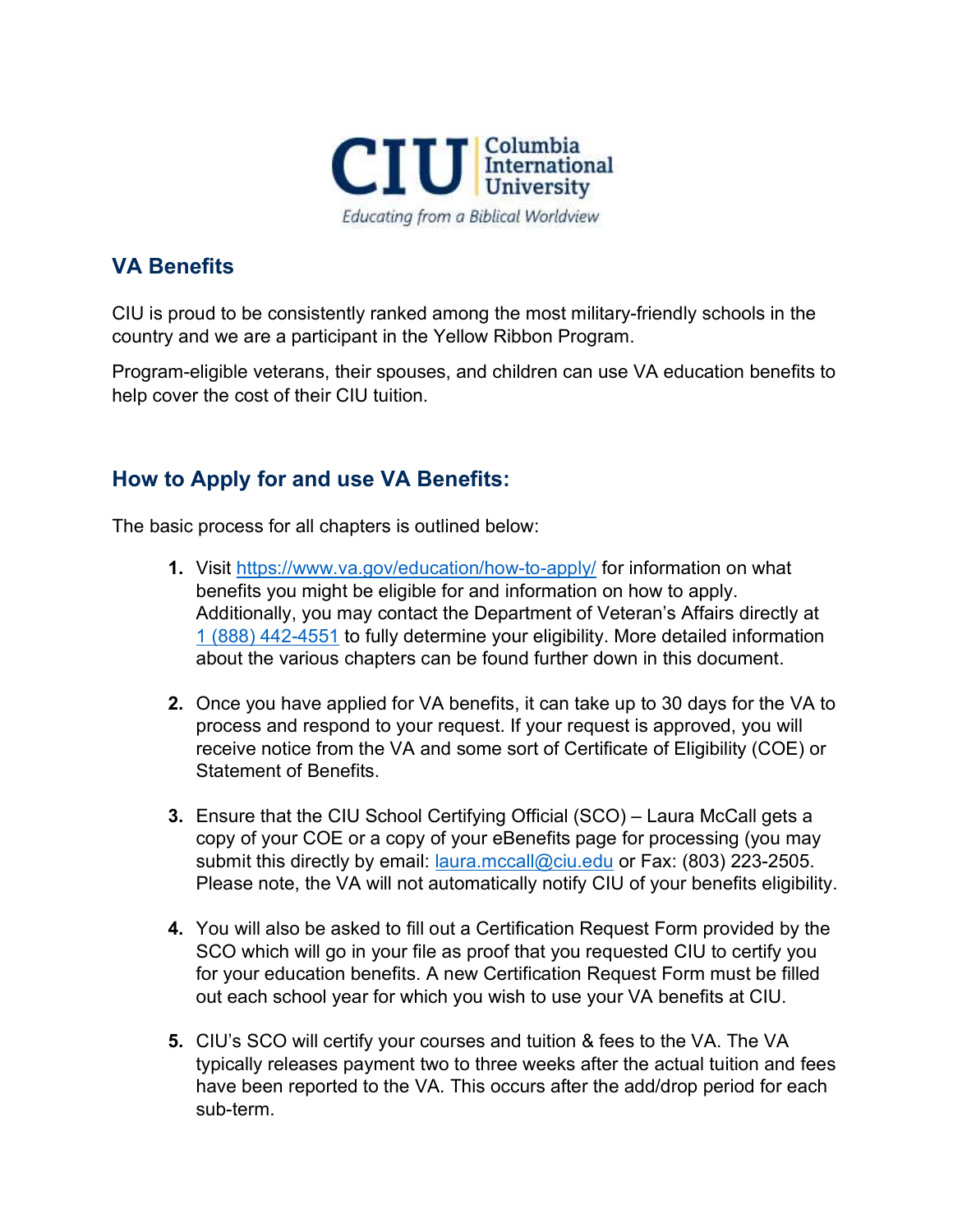CIU | Columbia International University

*Educating from a Biblical Worldview*

## VA Benefits

CIU is proud to be consistently ranked among the most military-friendly schools in the country and we are a participant in the Yellow Ribbon Program.

Program-eligible veterans, their spouses, and children can use VA education benefits to help cover the cost of their CIU tuition.

## How to Apply for and use VA Benefits:

The basic process for all chapters is outlined below:

1. Visit https://www.va.gov/education/how-to-apply/ for information on what benefits you might be eligible for and information on how to apply. Additionally, you may contact the Department of Veteran's Affairs directly at 1 (888) 442-4551 to fully determine your eligibility. More detailed information about the various chapters can be found further down in this document.

2. Once you have applied for VA benefits, it can take up to 30 days for the VA to process and respond to your request. If your request is approved, you will receive notice from the VA and some sort of Certificate of Eligibility (COE) or Statement of Benefits.

3. Ensure that the CIU School Certifying Official (SCO) – Laura McCall gets a copy of your COE or a copy of your eBenefits page for processing (you may submit this directly by email: laura.mccall@ciu.edu or Fax: (803) 223-2505. Please note, the VA will not automatically notify CIU of your benefits eligibility.

4. You will also be asked to fill out a Certification Request Form provided by the SCO which will go in your file as proof that you requested CIU to certify you for your education benefits. A new Certification Request Form must be filled out each school year for which you wish to use your VA benefits at CIU.

5. CIU's SCO will certify your courses and tuition & fees to the VA. The VA typically releases payment two to three weeks after the actual tuition and fees have been reported to the VA. This occurs after the add/drop period for each sub-term.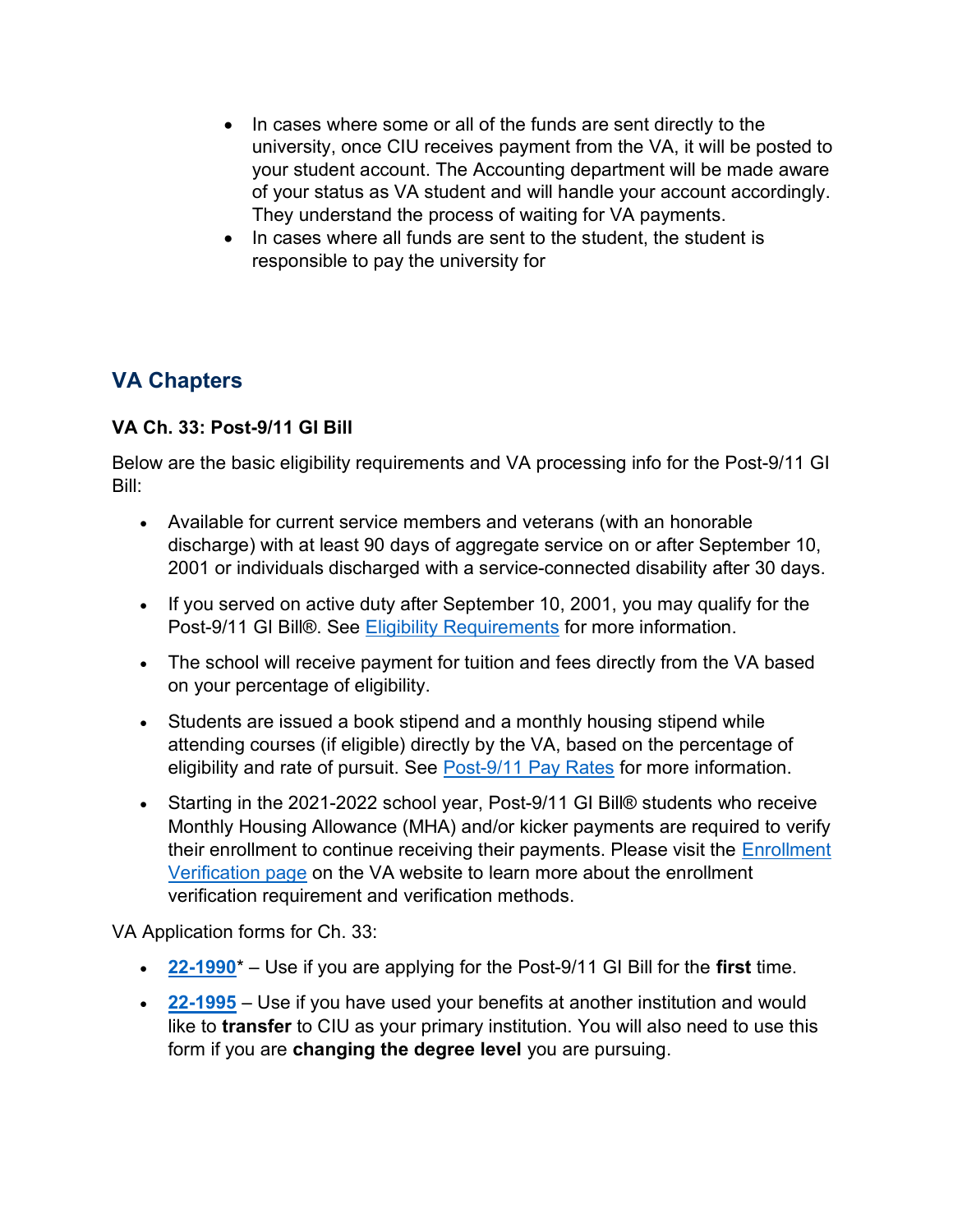- In cases where some or all of the funds are sent directly to the university, once CIU receives payment from the VA, it will be posted to your student account. The Accounting department will be made aware of your status as VA student and will handle your account accordingly. They understand the process of waiting for VA payments.
- In cases where all funds are sent to the student, the student is responsible to pay the university for

## VA Chapters

### VA Ch. 33: Post-9/11 GI Bill

Below are the basic eligibility requirements and VA processing info for the Post-9/11 GI Bill:

- Available for current service members and veterans (with an honorable discharge) with at least 90 days of aggregate service on or after September 10, 2001 or individuals discharged with a service-connected disability after 30 days.
- If you served on active duty after September 10, 2001, you may qualify for the Post-9/11 GI Bill®. See Eligibility Requirements for more information.
- The school will receive payment for tuition and fees directly from the VA based on your percentage of eligibility.
- Students are issued a book stipend and a monthly housing stipend while attending courses (if eligible) directly by the VA, based on the percentage of eligibility and rate of pursuit. See Post-9/11 Pay Rates for more information.
- Starting in the 2021-2022 school year, Post-9/11 GI Bill® students who receive Monthly Housing Allowance (MHA) and/or kicker payments are required to verify their enrollment to continue receiving their payments. Please visit the Enrollment Verification page on the VA website to learn more about the enrollment verification requirement and verification methods.

VA Application forms for Ch. 33:

- **22-1990*** – Use if you are applying for the Post-9/11 GI Bill for the **first** time.
- **22-1995** – Use if you have used your benefits at another institution and would like to **transfer** to CIU as your primary institution. You will also need to use this form if you are **changing the degree level** you are pursuing.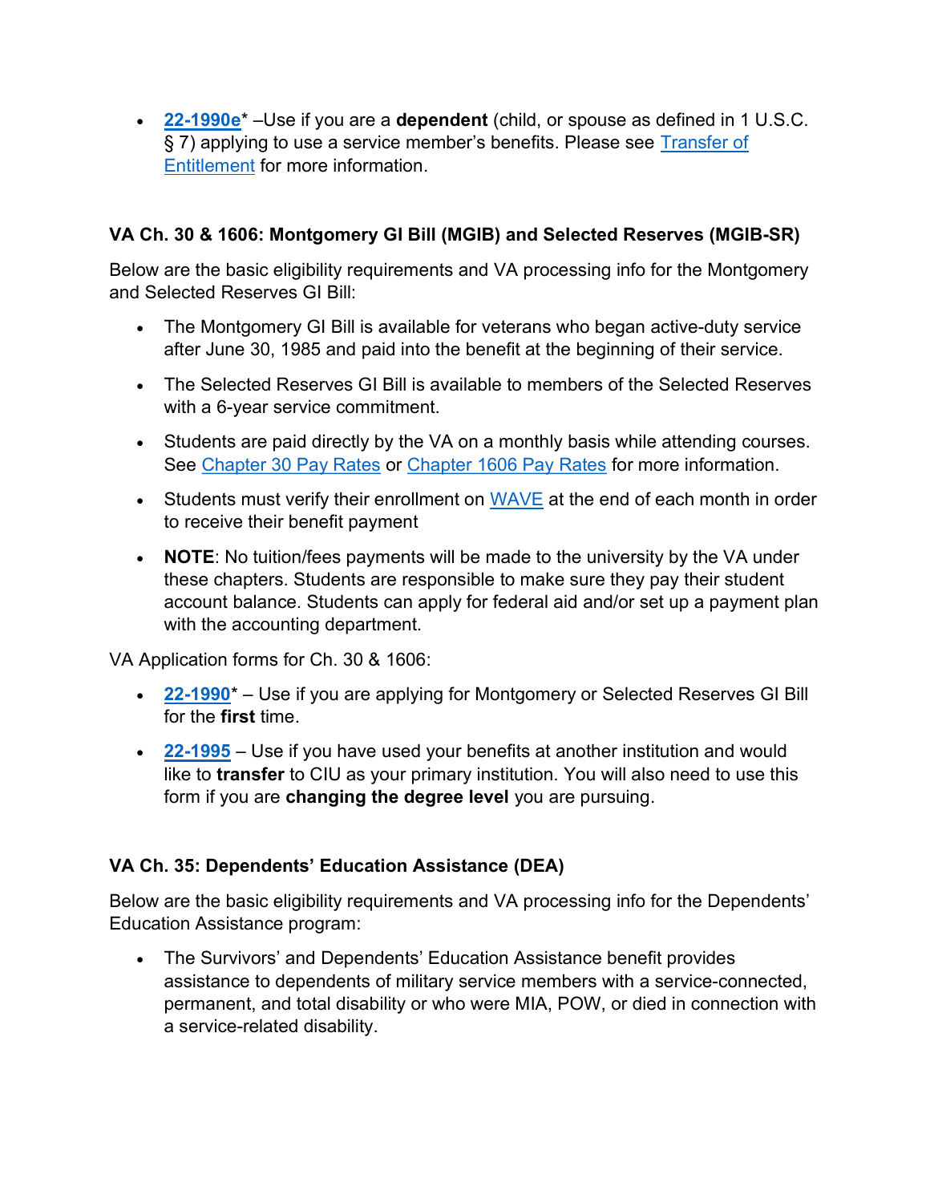- **[22-1990e](#)*** –Use if you are a **dependent** (child, or spouse as defined in 1 U.S.C. § 7) applying to use a service member's benefits. Please see [Transfer of Entitlement](#) for more information.

### VA Ch. 30 & 1606: Montgomery GI Bill (MGIB) and Selected Reserves (MGIB-SR)

Below are the basic eligibility requirements and VA processing info for the Montgomery and Selected Reserves GI Bill:

- The Montgomery GI Bill is available for veterans who began active-duty service after June 30, 1985 and paid into the benefit at the beginning of their service.
- The Selected Reserves GI Bill is available to members of the Selected Reserves with a 6-year service commitment.
- Students are paid directly by the VA on a monthly basis while attending courses. See [Chapter 30 Pay Rates](#) or [Chapter 1606 Pay Rates](#) for more information.
- Students must verify their enrollment on [WAVE](#) at the end of each month in order to receive their benefit payment
- **NOTE**: No tuition/fees payments will be made to the university by the VA under these chapters. Students are responsible to make sure they pay their student account balance. Students can apply for federal aid and/or set up a payment plan with the accounting department.

VA Application forms for Ch. 30 & 1606:

- **[22-1990](#)*** – Use if you are applying for Montgomery or Selected Reserves GI Bill for the **first** time.
- **[22-1995](#)** – Use if you have used your benefits at another institution and would like to **transfer** to CIU as your primary institution. You will also need to use this form if you are **changing the degree level** you are pursuing.

### VA Ch. 35: Dependents' Education Assistance (DEA)

Below are the basic eligibility requirements and VA processing info for the Dependents' Education Assistance program:

- The Survivors' and Dependents' Education Assistance benefit provides assistance to dependents of military service members with a service-connected, permanent, and total disability or who were MIA, POW, or died in connection with a service-related disability.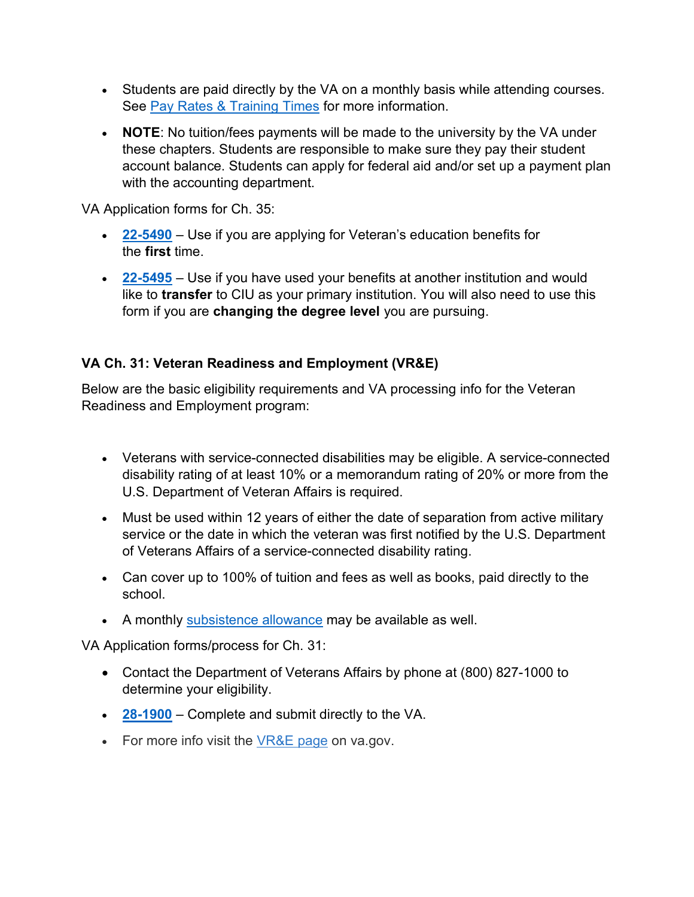- Students are paid directly by the VA on a monthly basis while attending courses. See [Pay Rates & Training Times] for more information.
- **NOTE**: No tuition/fees payments will be made to the university by the VA under these chapters. Students are responsible to make sure they pay their student account balance. Students can apply for federal aid and/or set up a payment plan with the accounting department.

VA Application forms for Ch. 35:

- **22-5490** – Use if you are applying for Veteran's education benefits for the **first** time.
- **22-5495** – Use if you have used your benefits at another institution and would like to **transfer** to CIU as your primary institution. You will also need to use this form if you are **changing the degree level** you are pursuing.

**VA Ch. 31: Veteran Readiness and Employment (VR&E)**

Below are the basic eligibility requirements and VA processing info for the Veteran Readiness and Employment program:

- Veterans with service-connected disabilities may be eligible. A service-connected disability rating of at least 10% or a memorandum rating of 20% or more from the U.S. Department of Veteran Affairs is required.
- Must be used within 12 years of either the date of separation from active military service or the date in which the veteran was first notified by the U.S. Department of Veterans Affairs of a service-connected disability rating.
- Can cover up to 100% of tuition and fees as well as books, paid directly to the school.
- A monthly subsistence allowance may be available as well.

VA Application forms/process for Ch. 31:

- Contact the Department of Veterans Affairs by phone at (800) 827-1000 to determine your eligibility.
- **28-1900** – Complete and submit directly to the VA.
- For more info visit the VR&E page on va.gov.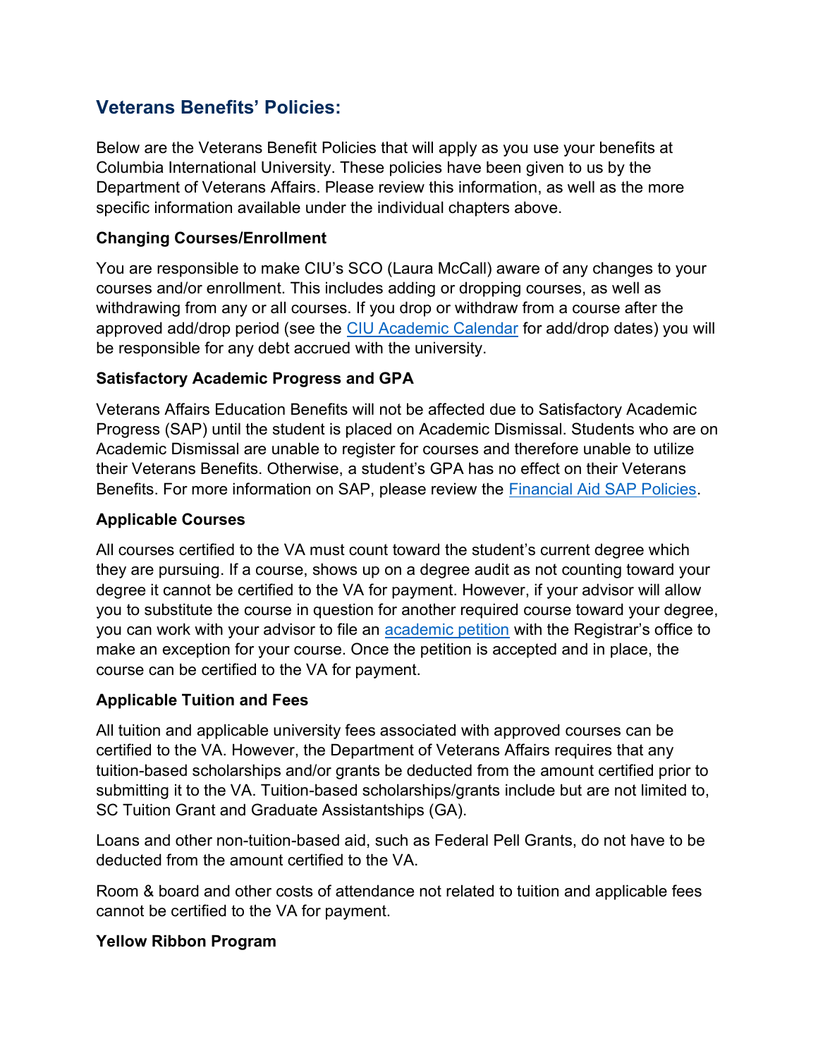## Veterans Benefits' Policies:

Below are the Veterans Benefit Policies that will apply as you use your benefits at Columbia International University. These policies have been given to us by the Department of Veterans Affairs. Please review this information, as well as the more specific information available under the individual chapters above.

### Changing Courses/Enrollment

You are responsible to make CIU's SCO (Laura McCall) aware of any changes to your courses and/or enrollment. This includes adding or dropping courses, as well as withdrawing from any or all courses. If you drop or withdraw from a course after the approved add/drop period (see the CIU Academic Calendar for add/drop dates) you will be responsible for any debt accrued with the university.

### Satisfactory Academic Progress and GPA

Veterans Affairs Education Benefits will not be affected due to Satisfactory Academic Progress (SAP) until the student is placed on Academic Dismissal. Students who are on Academic Dismissal are unable to register for courses and therefore unable to utilize their Veterans Benefits. Otherwise, a student's GPA has no effect on their Veterans Benefits. For more information on SAP, please review the Financial Aid SAP Policies.

### Applicable Courses

All courses certified to the VA must count toward the student's current degree which they are pursuing. If a course, shows up on a degree audit as not counting toward your degree it cannot be certified to the VA for payment. However, if your advisor will allow you to substitute the course in question for another required course toward your degree, you can work with your advisor to file an academic petition with the Registrar's office to make an exception for your course. Once the petition is accepted and in place, the course can be certified to the VA for payment.

### Applicable Tuition and Fees

All tuition and applicable university fees associated with approved courses can be certified to the VA. However, the Department of Veterans Affairs requires that any tuition-based scholarships and/or grants be deducted from the amount certified prior to submitting it to the VA. Tuition-based scholarships/grants include but are not limited to, SC Tuition Grant and Graduate Assistantships (GA).

Loans and other non-tuition-based aid, such as Federal Pell Grants, do not have to be deducted from the amount certified to the VA.

Room & board and other costs of attendance not related to tuition and applicable fees cannot be certified to the VA for payment.

### Yellow Ribbon Program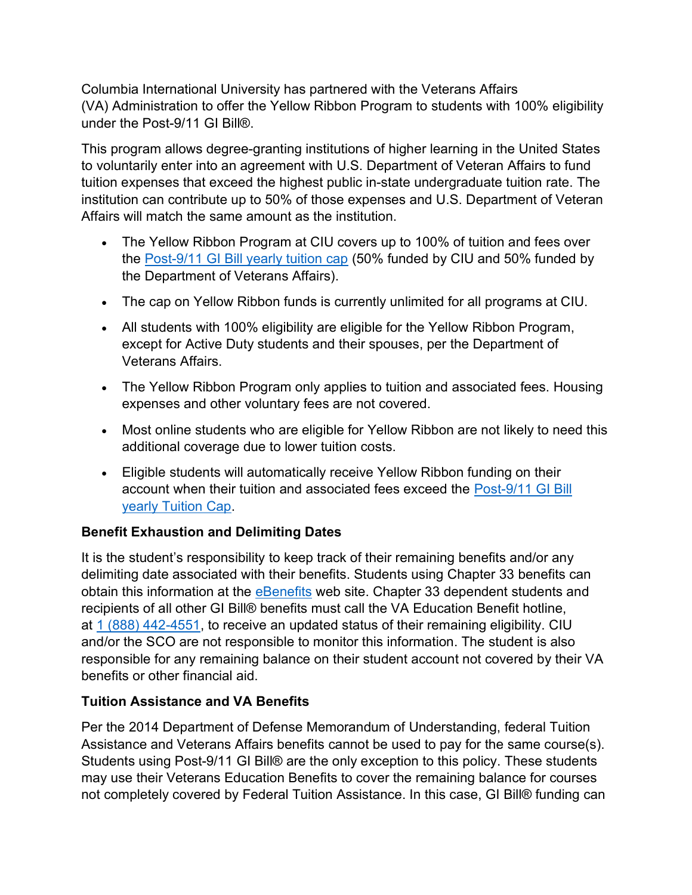Columbia International University has partnered with the Veterans Affairs (VA) Administration to offer the Yellow Ribbon Program to students with 100% eligibility under the Post-9/11 GI Bill®.

This program allows degree-granting institutions of higher learning in the United States to voluntarily enter into an agreement with U.S. Department of Veteran Affairs to fund tuition expenses that exceed the highest public in-state undergraduate tuition rate. The institution can contribute up to 50% of those expenses and U.S. Department of Veteran Affairs will match the same amount as the institution.

- The Yellow Ribbon Program at CIU covers up to 100% of tuition and fees over the Post-9/11 GI Bill yearly tuition cap (50% funded by CIU and 50% funded by the Department of Veterans Affairs).
- The cap on Yellow Ribbon funds is currently unlimited for all programs at CIU.
- All students with 100% eligibility are eligible for the Yellow Ribbon Program, except for Active Duty students and their spouses, per the Department of Veterans Affairs.
- The Yellow Ribbon Program only applies to tuition and associated fees. Housing expenses and other voluntary fees are not covered.
- Most online students who are eligible for Yellow Ribbon are not likely to need this additional coverage due to lower tuition costs.
- Eligible students will automatically receive Yellow Ribbon funding on their account when their tuition and associated fees exceed the Post-9/11 GI Bill yearly Tuition Cap.

**Benefit Exhaustion and Delimiting Dates**

It is the student's responsibility to keep track of their remaining benefits and/or any delimiting date associated with their benefits. Students using Chapter 33 benefits can obtain this information at the eBenefits web site. Chapter 33 dependent students and recipients of all other GI Bill® benefits must call the VA Education Benefit hotline, at 1 (888) 442-4551, to receive an updated status of their remaining eligibility. CIU and/or the SCO are not responsible to monitor this information. The student is also responsible for any remaining balance on their student account not covered by their VA benefits or other financial aid.

**Tuition Assistance and VA Benefits**

Per the 2014 Department of Defense Memorandum of Understanding, federal Tuition Assistance and Veterans Affairs benefits cannot be used to pay for the same course(s). Students using Post-9/11 GI Bill® are the only exception to this policy. These students may use their Veterans Education Benefits to cover the remaining balance for courses not completely covered by Federal Tuition Assistance. In this case, GI Bill® funding can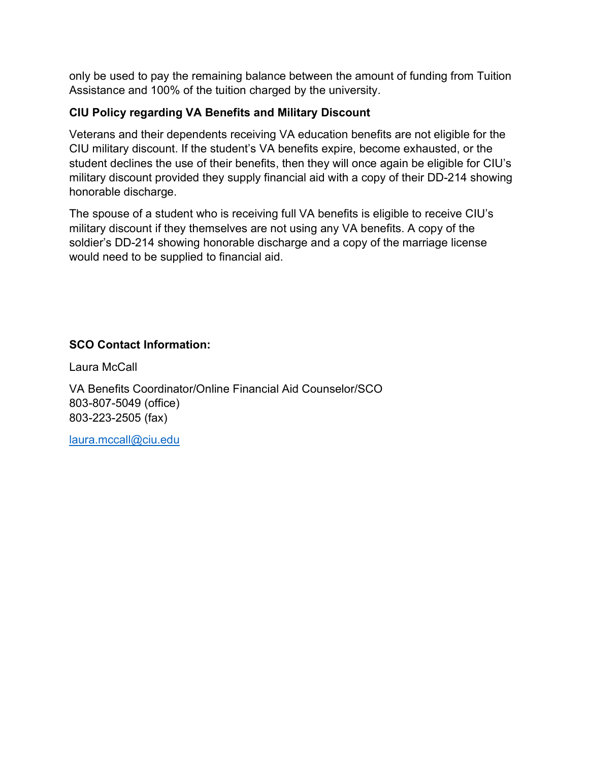only be used to pay the remaining balance between the amount of funding from Tuition Assistance and 100% of the tuition charged by the university.

**CIU Policy regarding VA Benefits and Military Discount**

Veterans and their dependents receiving VA education benefits are not eligible for the CIU military discount. If the student's VA benefits expire, become exhausted, or the student declines the use of their benefits, then they will once again be eligible for CIU's military discount provided they supply financial aid with a copy of their DD-214 showing honorable discharge.

The spouse of a student who is receiving full VA benefits is eligible to receive CIU's military discount if they themselves are not using any VA benefits. A copy of the soldier's DD-214 showing honorable discharge and a copy of the marriage license would need to be supplied to financial aid.

**SCO Contact Information:**

Laura McCall

VA Benefits Coordinator/Online Financial Aid Counselor/SCO
803-807-5049 (office)
803-223-2505 (fax)

laura.mccall@ciu.edu